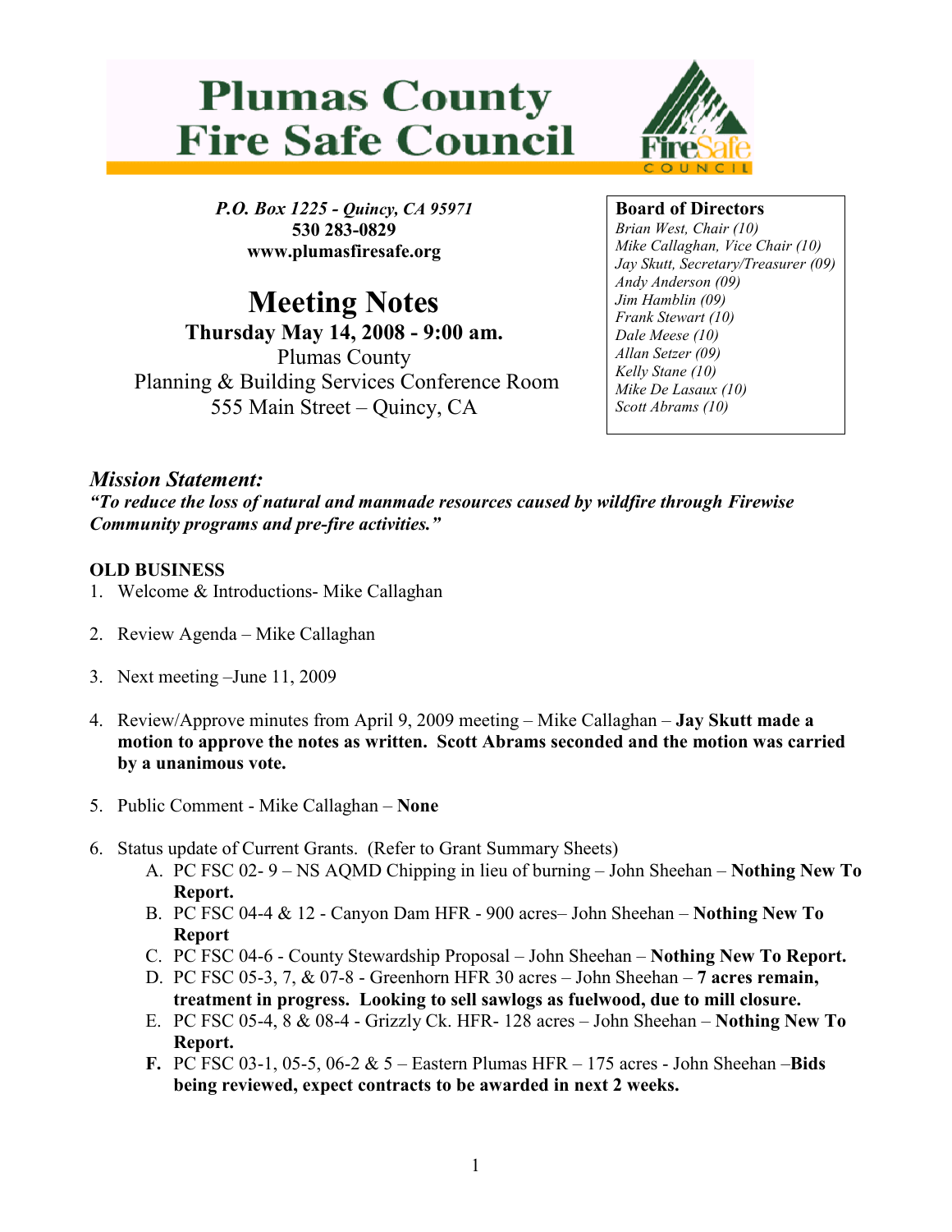# Plumas County Fire Safe Council

*P.O. Box 1225 - Quincy, CA 95971*
**530 283-0829**
**www.plumasfiresafe.org**

# Meeting Notes

**Thursday May 14, 2008 - 9:00 am.**
Plumas County
Planning & Building Services Conference Room
555 Main Street – Quincy, CA

**Board of Directors**
*Brian West, Chair (10)*
*Mike Callaghan, Vice Chair (10)*
*Jay Skutt, Secretary/Treasurer (09)*
*Andy Anderson (09)*
*Jim Hamblin (09)*
*Frank Stewart (10)*
*Dale Meese (10)*
*Allan Setzer (09)*
*Kelly Stane (10)*
*Mike De Lasaux (10)*
*Scott Abrams (10)*

## *Mission Statement:*

***"To reduce the loss of natural and manmade resources caused by wildfire through Firewise Community programs and pre-fire activities."***

**OLD BUSINESS**

1. Welcome & Introductions- Mike Callaghan

2. Review Agenda – Mike Callaghan

3. Next meeting –June 11, 2009

4. Review/Approve minutes from April 9, 2009 meeting – Mike Callaghan – **Jay Skutt made a motion to approve the notes as written. Scott Abrams seconded and the motion was carried by a unanimous vote.**

5. Public Comment - Mike Callaghan – **None**

6. Status update of Current Grants. (Refer to Grant Summary Sheets)
   A. PC FSC 02- 9 – NS AQMD Chipping in lieu of burning – John Sheehan – **Nothing New To Report.**
   B. PC FSC 04-4 & 12 - Canyon Dam HFR - 900 acres– John Sheehan – **Nothing New To Report**
   C. PC FSC 04-6 - County Stewardship Proposal – John Sheehan – **Nothing New To Report.**
   D. PC FSC 05-3, 7, & 07-8 - Greenhorn HFR 30 acres – John Sheehan – **7 acres remain, treatment in progress. Looking to sell sawlogs as fuelwood, due to mill closure.**
   E. PC FSC 05-4, 8 & 08-4 - Grizzly Ck. HFR- 128 acres – John Sheehan – **Nothing New To Report.**
   **F.** PC FSC 03-1, 05-5, 06-2 & 5 – Eastern Plumas HFR – 175 acres - John Sheehan –**Bids being reviewed, expect contracts to be awarded in next 2 weeks.**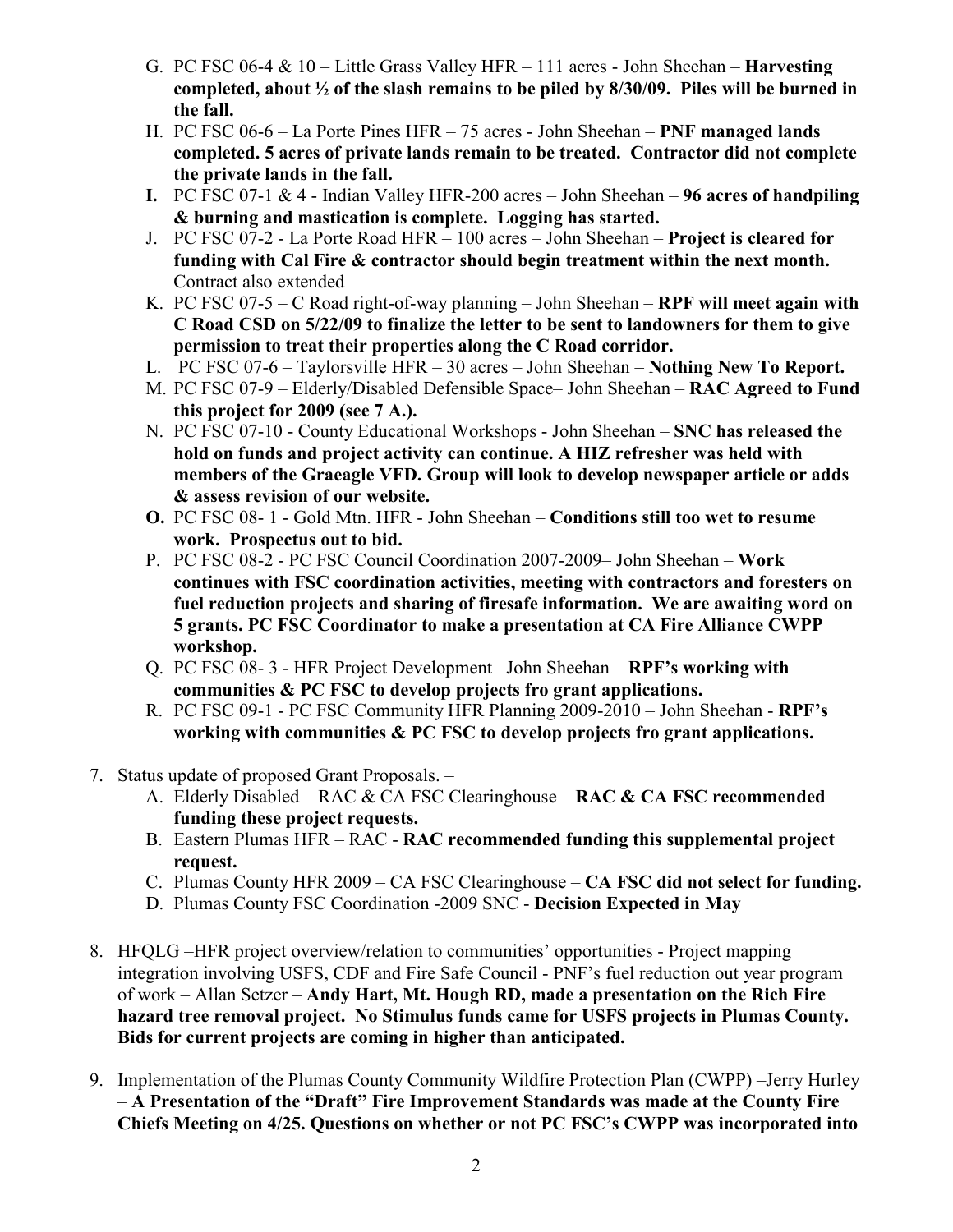G. PC FSC 06-4 & 10 – Little Grass Valley HFR – 111 acres - John Sheehan – **Harvesting completed, about ½ of the slash remains to be piled by 8/30/09. Piles will be burned in the fall.**
H. PC FSC 06-6 – La Porte Pines HFR – 75 acres - John Sheehan – **PNF managed lands completed. 5 acres of private lands remain to be treated. Contractor did not complete the private lands in the fall.**
**I.** PC FSC 07-1 & 4 - Indian Valley HFR-200 acres – John Sheehan – **96 acres of handpiling & burning and mastication is complete. Logging has started.**
J. PC FSC 07-2 - La Porte Road HFR – 100 acres – John Sheehan – **Project is cleared for funding with Cal Fire & contractor should begin treatment within the next month.** Contract also extended
K. PC FSC 07-5 – C Road right-of-way planning – John Sheehan – **RPF will meet again with C Road CSD on 5/22/09 to finalize the letter to be sent to landowners for them to give permission to treat their properties along the C Road corridor.**
L. PC FSC 07-6 – Taylorsville HFR – 30 acres – John Sheehan – **Nothing New To Report.**
M. PC FSC 07-9 – Elderly/Disabled Defensible Space– John Sheehan – **RAC Agreed to Fund this project for 2009 (see 7 A.).**
N. PC FSC 07-10 - County Educational Workshops - John Sheehan – **SNC has released the hold on funds and project activity can continue. A HIZ refresher was held with members of the Graeagle VFD. Group will look to develop newspaper article or adds & assess revision of our website.**
**O.** PC FSC 08- 1 - Gold Mtn. HFR - John Sheehan – **Conditions still too wet to resume work. Prospectus out to bid.**
P. PC FSC 08-2 - PC FSC Council Coordination 2007-2009– John Sheehan – **Work continues with FSC coordination activities, meeting with contractors and foresters on fuel reduction projects and sharing of firesafe information. We are awaiting word on 5 grants. PC FSC Coordinator to make a presentation at CA Fire Alliance CWPP workshop.**
Q. PC FSC 08- 3 - HFR Project Development –John Sheehan – **RPF's working with communities & PC FSC to develop projects fro grant applications.**
R. PC FSC 09-1 - PC FSC Community HFR Planning 2009-2010 – John Sheehan - **RPF's working with communities & PC FSC to develop projects fro grant applications.**

7. Status update of proposed Grant Proposals. –
   A. Elderly Disabled – RAC & CA FSC Clearinghouse – **RAC & CA FSC recommended funding these project requests.**
   B. Eastern Plumas HFR – RAC - **RAC recommended funding this supplemental project request.**
   C. Plumas County HFR 2009 – CA FSC Clearinghouse – **CA FSC did not select for funding.**
   D. Plumas County FSC Coordination -2009 SNC - **Decision Expected in May**

8. HFQLG –HFR project overview/relation to communities' opportunities - Project mapping integration involving USFS, CDF and Fire Safe Council - PNF's fuel reduction out year program of work – Allan Setzer – **Andy Hart, Mt. Hough RD, made a presentation on the Rich Fire hazard tree removal project. No Stimulus funds came for USFS projects in Plumas County. Bids for current projects are coming in higher than anticipated.**

9. Implementation of the Plumas County Community Wildfire Protection Plan (CWPP) –Jerry Hurley – **A Presentation of the "Draft" Fire Improvement Standards was made at the County Fire Chiefs Meeting on 4/25. Questions on whether or not PC FSC's CWPP was incorporated into**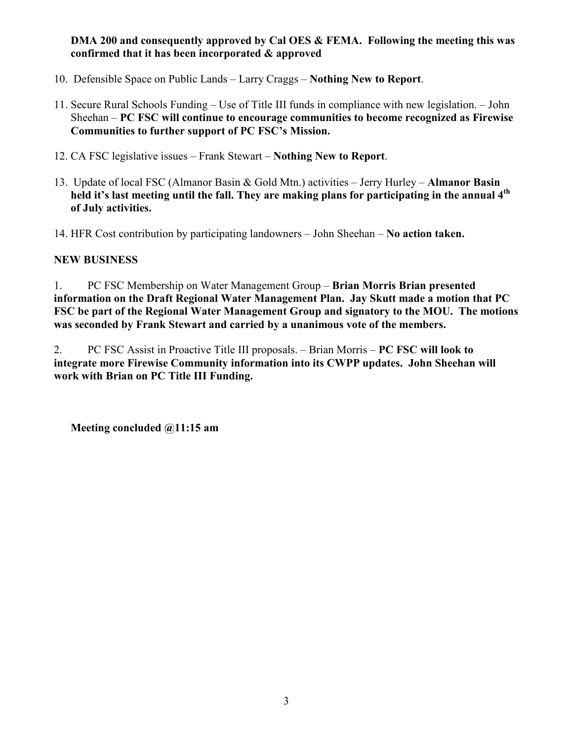**DMA 200 and consequently approved by Cal OES & FEMA. Following the meeting this was confirmed that it has been incorporated & approved**

10. Defensible Space on Public Lands – Larry Craggs – **Nothing New to Report**.

11. Secure Rural Schools Funding – Use of Title III funds in compliance with new legislation. – John Sheehan – **PC FSC will continue to encourage communities to become recognized as Firewise Communities to further support of PC FSC's Mission.**

12. CA FSC legislative issues – Frank Stewart – **Nothing New to Report**.

13. Update of local FSC (Almanor Basin & Gold Mtn.) activities – Jerry Hurley – **Almanor Basin held it's last meeting until the fall. They are making plans for participating in the annual 4th of July activities.**

14. HFR Cost contribution by participating landowners – John Sheehan – **No action taken.**

**NEW BUSINESS**

1. PC FSC Membership on Water Management Group – **Brian Morris Brian presented information on the Draft Regional Water Management Plan. Jay Skutt made a motion that PC FSC be part of the Regional Water Management Group and signatory to the MOU. The motions was seconded by Frank Stewart and carried by a unanimous vote of the members.**

2. PC FSC Assist in Proactive Title III proposals. – Brian Morris – **PC FSC will look to integrate more Firewise Community information into its CWPP updates. John Sheehan will work with Brian on PC Title III Funding.**

**Meeting concluded @11:15 am**